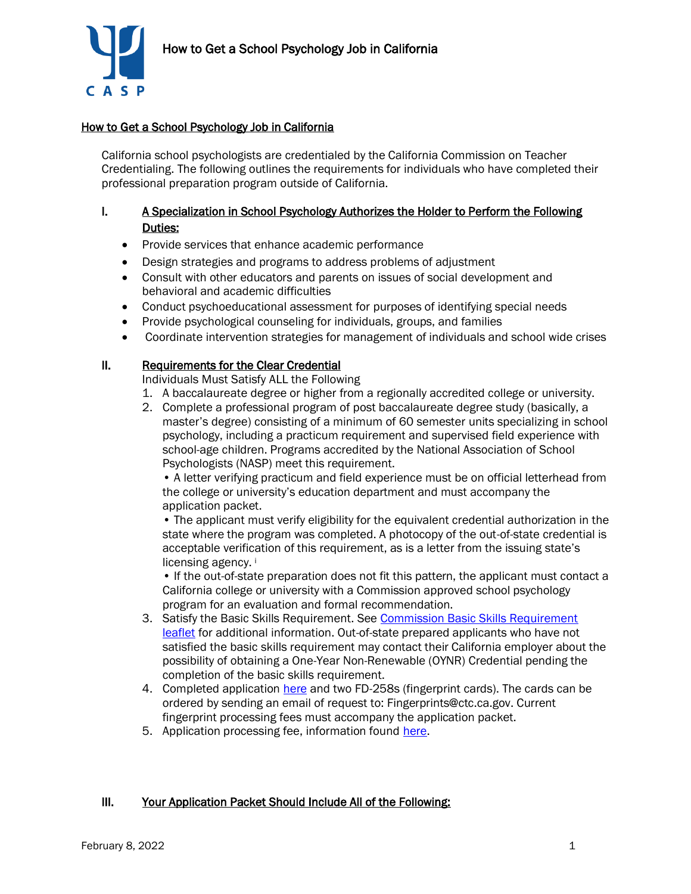# How to Get a School Psychology Job in California

California school psychologists are credentialed by the California Commission on Teacher Credentialing. The following outlines the requirements for individuals who have completed their professional preparation program outside of California.

## I. A Specialization in School Psychology Authorizes the Holder to Perform the Following Duties:

- Provide services that enhance academic performance
- Design strategies and programs to address problems of adjustment
- Consult with other educators and parents on issues of social development and behavioral and academic difficulties
- Conduct psychoeducational assessment for purposes of identifying special needs
- Provide psychological counseling for individuals, groups, and families
- Coordinate intervention strategies for management of individuals and school wide crises

## II. Requirements for the Clear Credential

Individuals Must Satisfy ALL the Following

1. A baccalaureate degree or higher from a regionally accredited college or university.
2. Complete a professional program of post baccalaureate degree study (basically, a master's degree) consisting of a minimum of 60 semester units specializing in school psychology, including a practicum requirement and supervised field experience with school-age children. Programs accredited by the National Association of School Psychologists (NASP) meet this requirement.
   • A letter verifying practicum and field experience must be on official letterhead from the college or university's education department and must accompany the application packet.
   • The applicant must verify eligibility for the equivalent credential authorization in the state where the program was completed. A photocopy of the out-of-state credential is acceptable verification of this requirement, as is a letter from the issuing state's licensing agency. [i]
   • If the out-of-state preparation does not fit this pattern, the applicant must contact a California college or university with a Commission approved school psychology program for an evaluation and formal recommendation.
3. Satisfy the Basic Skills Requirement. See Commission Basic Skills Requirement leaflet for additional information. Out-of-state prepared applicants who have not satisfied the basic skills requirement may contact their California employer about the possibility of obtaining a One-Year Non-Renewable (OYNR) Credential pending the completion of the basic skills requirement.
4. Completed application here and two FD-258s (fingerprint cards). The cards can be ordered by sending an email of request to: Fingerprints@ctc.ca.gov. Current fingerprint processing fees must accompany the application packet.
5. Application processing fee, information found here.

## III. Your Application Packet Should Include All of the Following: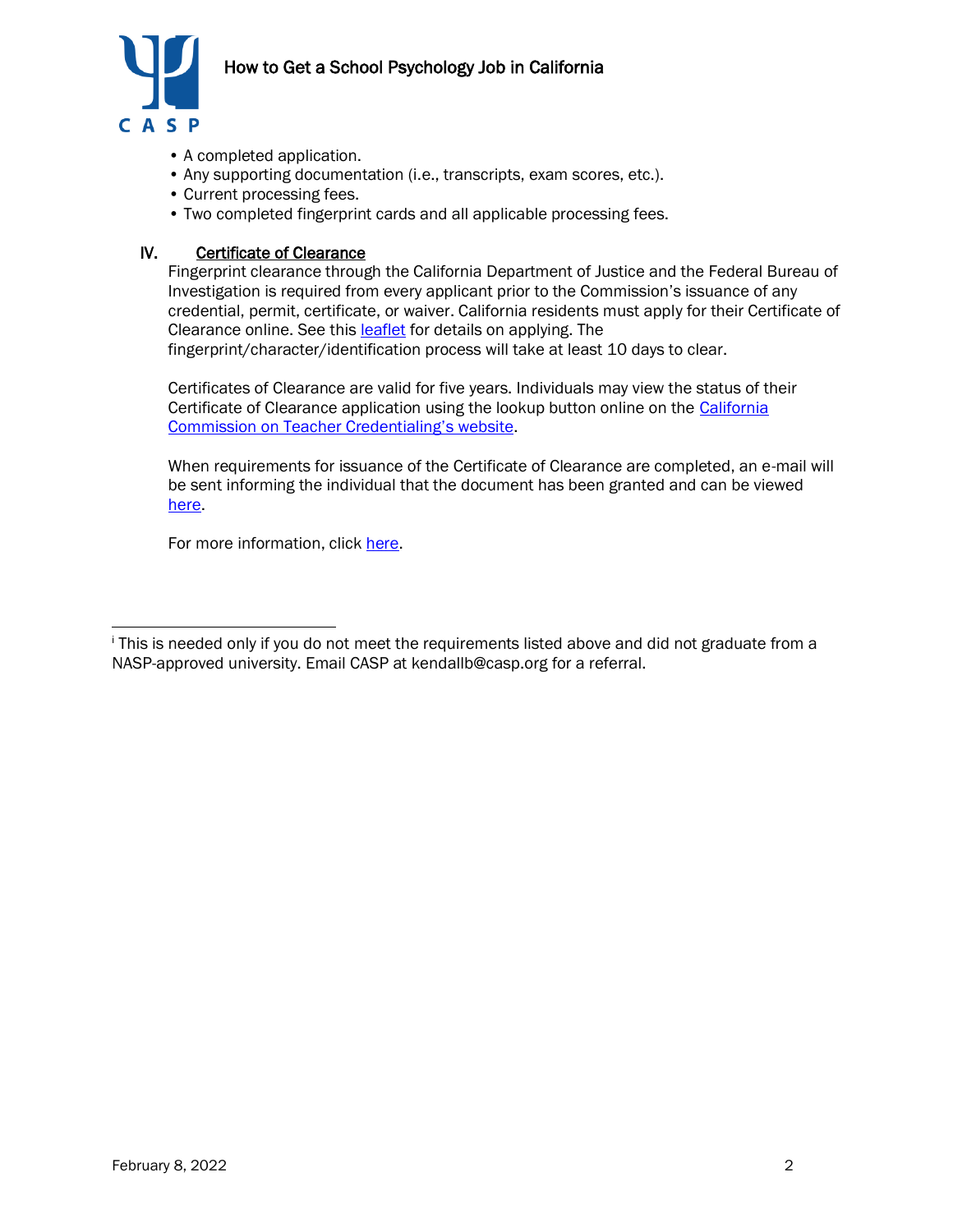- A completed application.
- Any supporting documentation (i.e., transcripts, exam scores, etc.).
- Current processing fees.
- Two completed fingerprint cards and all applicable processing fees.

## IV. Certificate of Clearance

Fingerprint clearance through the California Department of Justice and the Federal Bureau of Investigation is required from every applicant prior to the Commission's issuance of any credential, permit, certificate, or waiver. California residents must apply for their Certificate of Clearance online. See this leaflet for details on applying. The fingerprint/character/identification process will take at least 10 days to clear.

Certificates of Clearance are valid for five years. Individuals may view the status of their Certificate of Clearance application using the lookup button online on the California Commission on Teacher Credentialing's website.

When requirements for issuance of the Certificate of Clearance are completed, an e-mail will be sent informing the individual that the document has been granted and can be viewed here.

For more information, click here.

---

[i] This is needed only if you do not meet the requirements listed above and did not graduate from a NASP-approved university. Email CASP at kendallb@casp.org for a referral.